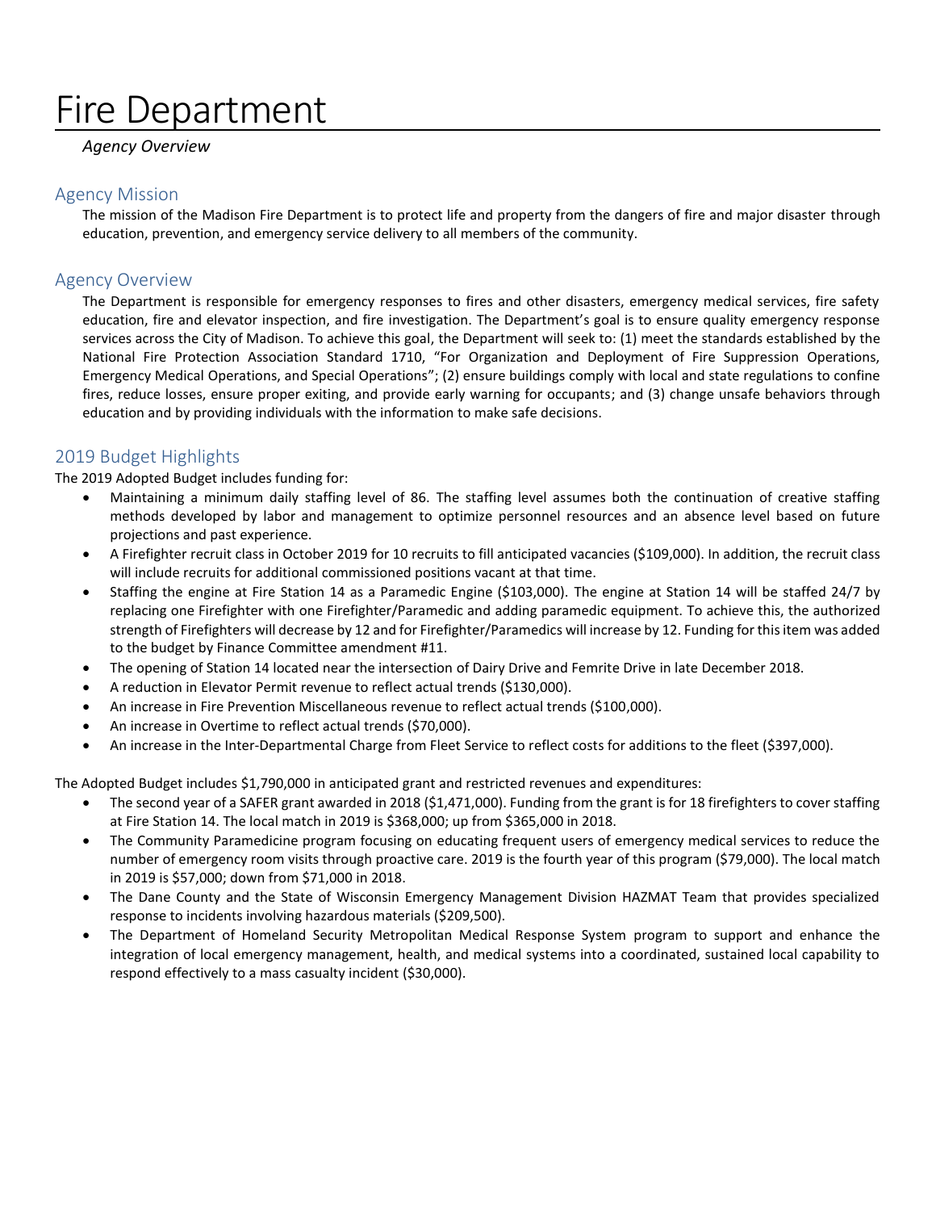# Fire Department

*Agency Overview*

## Agency Mission

The mission of the Madison Fire Department is to protect life and property from the dangers of fire and major disaster through education, prevention, and emergency service delivery to all members of the community.

## Agency Overview

The Department is responsible for emergency responses to fires and other disasters, emergency medical services, fire safety education, fire and elevator inspection, and fire investigation. The Department's goal is to ensure quality emergency response services across the City of Madison. To achieve this goal, the Department will seek to: (1) meet the standards established by the National Fire Protection Association Standard 1710, "For Organization and Deployment of Fire Suppression Operations, Emergency Medical Operations, and Special Operations"; (2) ensure buildings comply with local and state regulations to confine fires, reduce losses, ensure proper exiting, and provide early warning for occupants; and (3) change unsafe behaviors through education and by providing individuals with the information to make safe decisions.

## 2019 Budget Highlights

The 2019 Adopted Budget includes funding for:

- Maintaining a minimum daily staffing level of 86. The staffing level assumes both the continuation of creative staffing methods developed by labor and management to optimize personnel resources and an absence level based on future projections and past experience.
- A Firefighter recruit class in October 2019 for 10 recruits to fill anticipated vacancies ($109,000). In addition, the recruit class will include recruits for additional commissioned positions vacant at that time.
- Staffing the engine at Fire Station 14 as a Paramedic Engine ($103,000). The engine at Station 14 will be staffed 24/7 by replacing one Firefighter with one Firefighter/Paramedic and adding paramedic equipment. To achieve this, the authorized strength of Firefighters will decrease by 12 and for Firefighter/Paramedics will increase by 12. Funding for this item was added to the budget by Finance Committee amendment #11.
- The opening of Station 14 located near the intersection of Dairy Drive and Femrite Drive in late December 2018.
- A reduction in Elevator Permit revenue to reflect actual trends ($130,000).
- An increase in Fire Prevention Miscellaneous revenue to reflect actual trends ($100,000).
- An increase in Overtime to reflect actual trends ($70,000).
- An increase in the Inter-Departmental Charge from Fleet Service to reflect costs for additions to the fleet ($397,000).

The Adopted Budget includes $1,790,000 in anticipated grant and restricted revenues and expenditures:

- The second year of a SAFER grant awarded in 2018 ($1,471,000). Funding from the grant is for 18 firefighters to cover staffing at Fire Station 14. The local match in 2019 is $368,000; up from $365,000 in 2018.
- The Community Paramedicine program focusing on educating frequent users of emergency medical services to reduce the number of emergency room visits through proactive care. 2019 is the fourth year of this program ($79,000). The local match in 2019 is $57,000; down from $71,000 in 2018.
- The Dane County and the State of Wisconsin Emergency Management Division HAZMAT Team that provides specialized response to incidents involving hazardous materials ($209,500).
- The Department of Homeland Security Metropolitan Medical Response System program to support and enhance the integration of local emergency management, health, and medical systems into a coordinated, sustained local capability to respond effectively to a mass casualty incident ($30,000).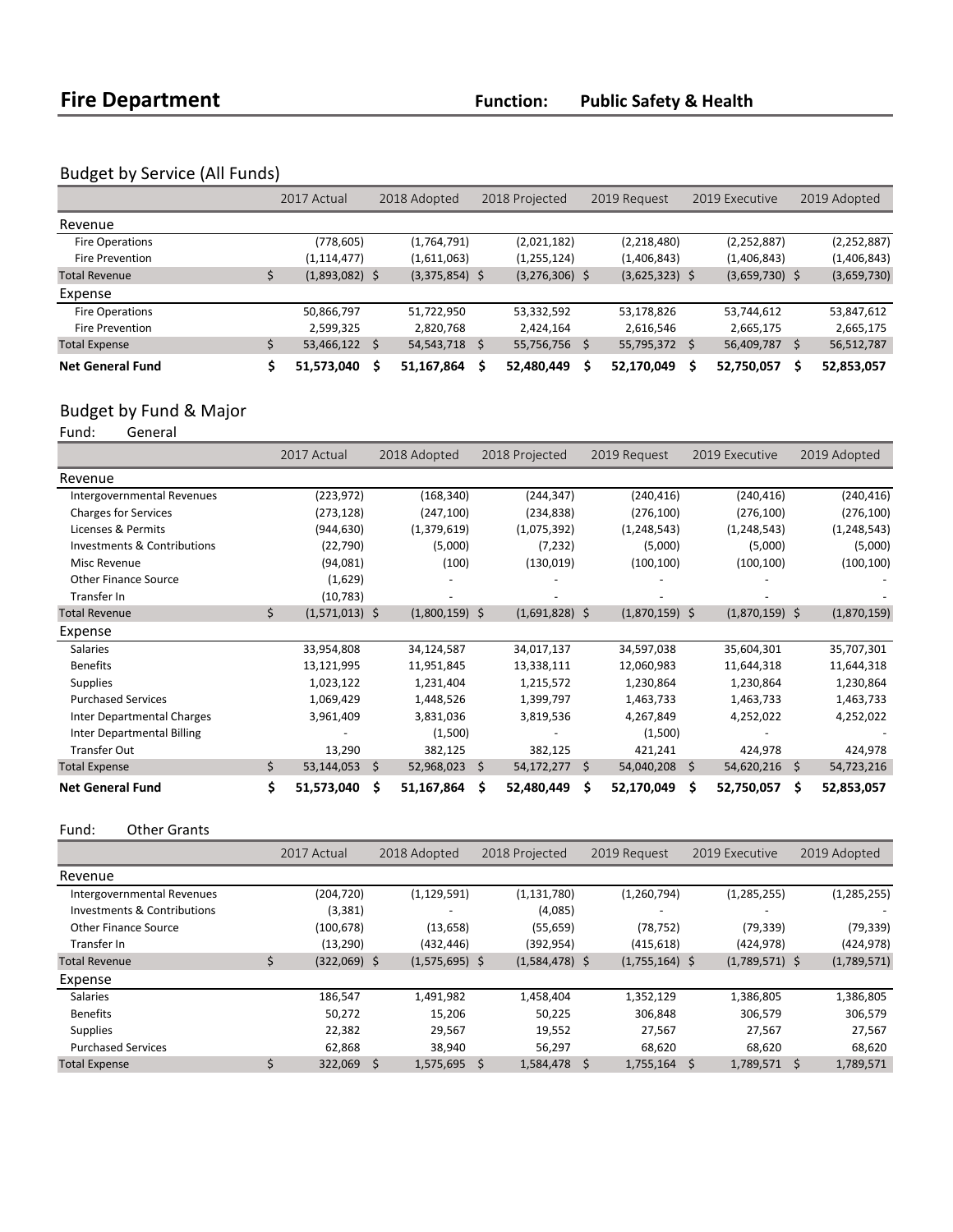# Fire Department

**Function: Public Safety & Health**

## Budget by Service (All Funds)

| | 2017 Actual | 2018 Adopted | 2018 Projected | 2019 Request | 2019 Executive | 2019 Adopted |
|---|---|---|---|---|---|---|
| **Revenue** | | | | | | |
| Fire Operations | (778,605) | (1,764,791) | (2,021,182) | (2,218,480) | (2,252,887) | (2,252,887) |
| Fire Prevention | (1,114,477) | (1,611,063) | (1,255,124) | (1,406,843) | (1,406,843) | (1,406,843) |
| Total Revenue | $ (1,893,082) | $ (3,375,854) | $ (3,276,306) | $ (3,625,323) | $ (3,659,730) | $ (3,659,730) |
| **Expense** | | | | | | |
| Fire Operations | 50,866,797 | 51,722,950 | 53,332,592 | 53,178,826 | 53,744,612 | 53,847,612 |
| Fire Prevention | 2,599,325 | 2,820,768 | 2,424,164 | 2,616,546 | 2,665,175 | 2,665,175 |
| Total Expense | $ 53,466,122 | $ 54,543,718 | $ 55,756,756 | $ 55,795,372 | $ 56,409,787 | $ 56,512,787 |
| **Net General Fund** | **$ 51,573,040** | **$ 51,167,864** | **$ 52,480,449** | **$ 52,170,049** | **$ 52,750,057** | **$ 52,853,057** |

## Budget by Fund & Major

Fund: General

| | 2017 Actual | 2018 Adopted | 2018 Projected | 2019 Request | 2019 Executive | 2019 Adopted |
|---|---|---|---|---|---|---|
| **Revenue** | | | | | | |
| Intergovernmental Revenues | (223,972) | (168,340) | (244,347) | (240,416) | (240,416) | (240,416) |
| Charges for Services | (273,128) | (247,100) | (234,838) | (276,100) | (276,100) | (276,100) |
| Licenses & Permits | (944,630) | (1,379,619) | (1,075,392) | (1,248,543) | (1,248,543) | (1,248,543) |
| Investments & Contributions | (22,790) | (5,000) | (7,232) | (5,000) | (5,000) | (5,000) |
| Misc Revenue | (94,081) | (100) | (130,019) | (100,100) | (100,100) | (100,100) |
| Other Finance Source | (1,629) | - | - | - | - | - |
| Transfer In | (10,783) | - | - | - | - | - |
| Total Revenue | $ (1,571,013) | $ (1,800,159) | $ (1,691,828) | $ (1,870,159) | $ (1,870,159) | $ (1,870,159) |
| **Expense** | | | | | | |
| Salaries | 33,954,808 | 34,124,587 | 34,017,137 | 34,597,038 | 35,604,301 | 35,707,301 |
| Benefits | 13,121,995 | 11,951,845 | 13,338,111 | 12,060,983 | 11,644,318 | 11,644,318 |
| Supplies | 1,023,122 | 1,231,404 | 1,215,572 | 1,230,864 | 1,230,864 | 1,230,864 |
| Purchased Services | 1,069,429 | 1,448,526 | 1,399,797 | 1,463,733 | 1,463,733 | 1,463,733 |
| Inter Departmental Charges | 3,961,409 | 3,831,036 | 3,819,536 | 4,267,849 | 4,252,022 | 4,252,022 |
| Inter Departmental Billing | - | (1,500) | - | (1,500) | - | - |
| Transfer Out | 13,290 | 382,125 | 382,125 | 421,241 | 424,978 | 424,978 |
| Total Expense | $ 53,144,053 | $ 52,968,023 | $ 54,172,277 | $ 54,040,208 | $ 54,620,216 | $ 54,723,216 |
| **Net General Fund** | **$ 51,573,040** | **$ 51,167,864** | **$ 52,480,449** | **$ 52,170,049** | **$ 52,750,057** | **$ 52,853,057** |

Fund: Other Grants

| | 2017 Actual | 2018 Adopted | 2018 Projected | 2019 Request | 2019 Executive | 2019 Adopted |
|---|---|---|---|---|---|---|
| **Revenue** | | | | | | |
| Intergovernmental Revenues | (204,720) | (1,129,591) | (1,131,780) | (1,260,794) | (1,285,255) | (1,285,255) |
| Investments & Contributions | (3,381) | - | (4,085) | - | - | - |
| Other Finance Source | (100,678) | (13,658) | (55,659) | (78,752) | (79,339) | (79,339) |
| Transfer In | (13,290) | (432,446) | (392,954) | (415,618) | (424,978) | (424,978) |
| Total Revenue | $ (322,069) | $ (1,575,695) | $ (1,584,478) | $ (1,755,164) | $ (1,789,571) | $ (1,789,571) |
| **Expense** | | | | | | |
| Salaries | 186,547 | 1,491,982 | 1,458,404 | 1,352,129 | 1,386,805 | 1,386,805 |
| Benefits | 50,272 | 15,206 | 50,225 | 306,848 | 306,579 | 306,579 |
| Supplies | 22,382 | 29,567 | 19,552 | 27,567 | 27,567 | 27,567 |
| Purchased Services | 62,868 | 38,940 | 56,297 | 68,620 | 68,620 | 68,620 |
| Total Expense | $ 322,069 | $ 1,575,695 | $ 1,584,478 | $ 1,755,164 | $ 1,789,571 | $ 1,789,571 |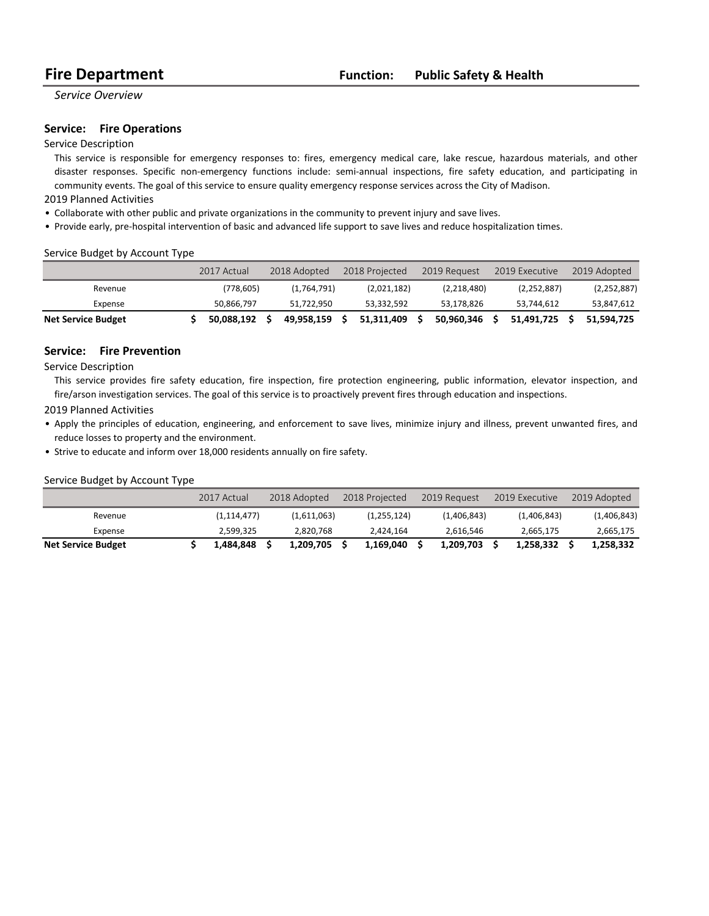# Fire Department

**Function: Public Safety & Health**

*Service Overview*

## Service: Fire Operations

Service Description

This service is responsible for emergency responses to: fires, emergency medical care, lake rescue, hazardous materials, and other disaster responses. Specific non-emergency functions include: semi-annual inspections, fire safety education, and participating in community events. The goal of this service to ensure quality emergency response services across the City of Madison.

2019 Planned Activities

- Collaborate with other public and private organizations in the community to prevent injury and save lives.
- Provide early, pre-hospital intervention of basic and advanced life support to save lives and reduce hospitalization times.

Service Budget by Account Type

| | 2017 Actual | 2018 Adopted | 2018 Projected | 2019 Request | 2019 Executive | 2019 Adopted |
|---|---|---|---|---|---|---|
| Revenue | (778,605) | (1,764,791) | (2,021,182) | (2,218,480) | (2,252,887) | (2,252,887) |
| Expense | 50,866,797 | 51,722,950 | 53,332,592 | 53,178,826 | 53,744,612 | 53,847,612 |
| **Net Service Budget** | **$ 50,088,192** | **$ 49,958,159** | **$ 51,311,409** | **$ 50,960,346** | **$ 51,491,725** | **$ 51,594,725** |

## Service: Fire Prevention

Service Description

This service provides fire safety education, fire inspection, fire protection engineering, public information, elevator inspection, and fire/arson investigation services. The goal of this service is to proactively prevent fires through education and inspections.

2019 Planned Activities

- Apply the principles of education, engineering, and enforcement to save lives, minimize injury and illness, prevent unwanted fires, and reduce losses to property and the environment.
- Strive to educate and inform over 18,000 residents annually on fire safety.

Service Budget by Account Type

| | 2017 Actual | 2018 Adopted | 2018 Projected | 2019 Request | 2019 Executive | 2019 Adopted |
|---|---|---|---|---|---|---|
| Revenue | (1,114,477) | (1,611,063) | (1,255,124) | (1,406,843) | (1,406,843) | (1,406,843) |
| Expense | 2,599,325 | 2,820,768 | 2,424,164 | 2,616,546 | 2,665,175 | 2,665,175 |
| **Net Service Budget** | **$ 1,484,848** | **$ 1,209,705** | **$ 1,169,040** | **$ 1,209,703** | **$ 1,258,332** | **$ 1,258,332** |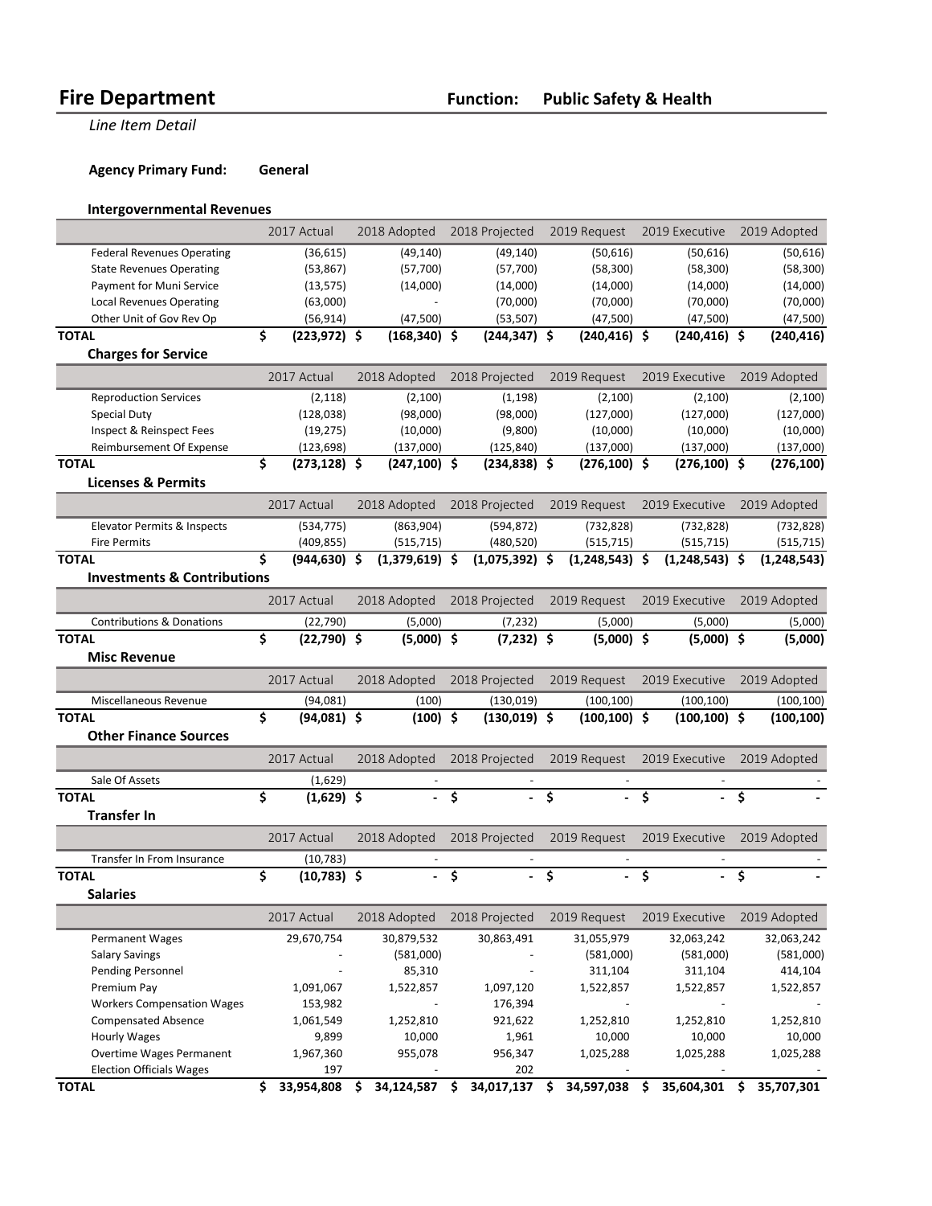# Fire Department

**Function: Public Safety & Health**

*Line Item Detail*

**Agency Primary Fund: General**

### Intergovernmental Revenues

| | 2017 Actual | 2018 Adopted | 2018 Projected | 2019 Request | 2019 Executive | 2019 Adopted |
|---|---|---|---|---|---|---|
| Federal Revenues Operating | (36,615) | (49,140) | (49,140) | (50,616) | (50,616) | (50,616) |
| State Revenues Operating | (53,867) | (57,700) | (57,700) | (58,300) | (58,300) | (58,300) |
| Payment for Muni Service | (13,575) | (14,000) | (14,000) | (14,000) | (14,000) | (14,000) |
| Local Revenues Operating | (63,000) | - | (70,000) | (70,000) | (70,000) | (70,000) |
| Other Unit of Gov Rev Op | (56,914) | (47,500) | (53,507) | (47,500) | (47,500) | (47,500) |
| **TOTAL** | **$ (223,972)** | **$ (168,340)** | **$ (244,347)** | **$ (240,416)** | **$ (240,416)** | **$ (240,416)** |

### Charges for Service

| | 2017 Actual | 2018 Adopted | 2018 Projected | 2019 Request | 2019 Executive | 2019 Adopted |
|---|---|---|---|---|---|---|
| Reproduction Services | (2,118) | (2,100) | (1,198) | (2,100) | (2,100) | (2,100) |
| Special Duty | (128,038) | (98,000) | (98,000) | (127,000) | (127,000) | (127,000) |
| Inspect & Reinspect Fees | (19,275) | (10,000) | (9,800) | (10,000) | (10,000) | (10,000) |
| Reimbursement Of Expense | (123,698) | (137,000) | (125,840) | (137,000) | (137,000) | (137,000) |
| **TOTAL** | **$ (273,128)** | **$ (247,100)** | **$ (234,838)** | **$ (276,100)** | **$ (276,100)** | **$ (276,100)** |

### Licenses & Permits

| | 2017 Actual | 2018 Adopted | 2018 Projected | 2019 Request | 2019 Executive | 2019 Adopted |
|---|---|---|---|---|---|---|
| Elevator Permits & Inspects | (534,775) | (863,904) | (594,872) | (732,828) | (732,828) | (732,828) |
| Fire Permits | (409,855) | (515,715) | (480,520) | (515,715) | (515,715) | (515,715) |
| **TOTAL** | **$ (944,630)** | **$ (1,379,619)** | **$ (1,075,392)** | **$ (1,248,543)** | **$ (1,248,543)** | **$ (1,248,543)** |

### Investments & Contributions

| | 2017 Actual | 2018 Adopted | 2018 Projected | 2019 Request | 2019 Executive | 2019 Adopted |
|---|---|---|---|---|---|---|
| Contributions & Donations | (22,790) | (5,000) | (7,232) | (5,000) | (5,000) | (5,000) |
| **TOTAL** | **$ (22,790)** | **$ (5,000)** | **$ (7,232)** | **$ (5,000)** | **$ (5,000)** | **$ (5,000)** |

### Misc Revenue

| | 2017 Actual | 2018 Adopted | 2018 Projected | 2019 Request | 2019 Executive | 2019 Adopted |
|---|---|---|---|---|---|---|
| Miscellaneous Revenue | (94,081) | (100) | (130,019) | (100,100) | (100,100) | (100,100) |
| **TOTAL** | **$ (94,081)** | **$ (100)** | **$ (130,019)** | **$ (100,100)** | **$ (100,100)** | **$ (100,100)** |

### Other Finance Sources

| | 2017 Actual | 2018 Adopted | 2018 Projected | 2019 Request | 2019 Executive | 2019 Adopted |
|---|---|---|---|---|---|---|
| Sale Of Assets | (1,629) | - | - | - | - | - |
| **TOTAL** | **$ (1,629)** | **$ -** | **$ -** | **$ -** | **$ -** | **$ -** |

### Transfer In

| | 2017 Actual | 2018 Adopted | 2018 Projected | 2019 Request | 2019 Executive | 2019 Adopted |
|---|---|---|---|---|---|---|
| Transfer In From Insurance | (10,783) | - | - | - | - | - |
| **TOTAL** | **$ (10,783)** | **$ -** | **$ -** | **$ -** | **$ -** | **$ -** |

### Salaries

| | 2017 Actual | 2018 Adopted | 2018 Projected | 2019 Request | 2019 Executive | 2019 Adopted |
|---|---|---|---|---|---|---|
| Permanent Wages | 29,670,754 | 30,879,532 | 30,863,491 | 31,055,979 | 32,063,242 | 32,063,242 |
| Salary Savings | - | (581,000) | - | (581,000) | (581,000) | (581,000) |
| Pending Personnel | - | 85,310 | - | 311,104 | 311,104 | 414,104 |
| Premium Pay | 1,091,067 | 1,522,857 | 1,097,120 | 1,522,857 | 1,522,857 | 1,522,857 |
| Workers Compensation Wages | 153,982 | - | 176,394 | - | - | - |
| Compensated Absence | 1,061,549 | 1,252,810 | 921,622 | 1,252,810 | 1,252,810 | 1,252,810 |
| Hourly Wages | 9,899 | 10,000 | 1,961 | 10,000 | 10,000 | 10,000 |
| Overtime Wages Permanent | 1,967,360 | 955,078 | 956,347 | 1,025,288 | 1,025,288 | 1,025,288 |
| Election Officials Wages | 197 | - | 202 | - | - | - |
| **TOTAL** | **$ 33,954,808** | **$ 34,124,587** | **$ 34,017,137** | **$ 34,597,038** | **$ 35,604,301** | **$ 35,707,301** |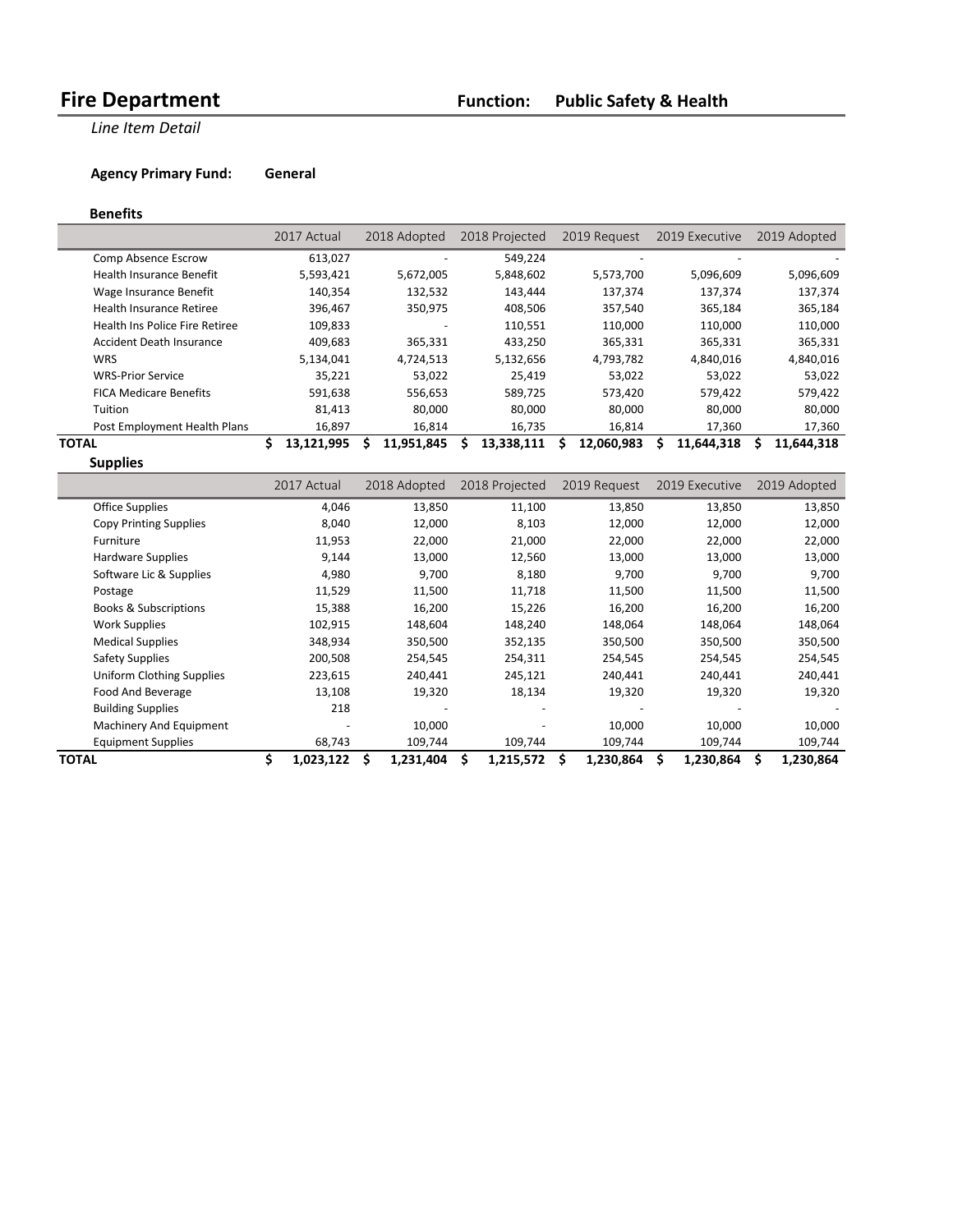# Fire Department

**Function: Public Safety & Health**

*Line Item Detail*

**Agency Primary Fund: General**

### Benefits

| | 2017 Actual | 2018 Adopted | 2018 Projected | 2019 Request | 2019 Executive | 2019 Adopted |
|---|---|---|---|---|---|---|
| Comp Absence Escrow | 613,027 | - | 549,224 | - | - | - |
| Health Insurance Benefit | 5,593,421 | 5,672,005 | 5,848,602 | 5,573,700 | 5,096,609 | 5,096,609 |
| Wage Insurance Benefit | 140,354 | 132,532 | 143,444 | 137,374 | 137,374 | 137,374 |
| Health Insurance Retiree | 396,467 | 350,975 | 408,506 | 357,540 | 365,184 | 365,184 |
| Health Ins Police Fire Retiree | 109,833 | - | 110,551 | 110,000 | 110,000 | 110,000 |
| Accident Death Insurance | 409,683 | 365,331 | 433,250 | 365,331 | 365,331 | 365,331 |
| WRS | 5,134,041 | 4,724,513 | 5,132,656 | 4,793,782 | 4,840,016 | 4,840,016 |
| WRS-Prior Service | 35,221 | 53,022 | 25,419 | 53,022 | 53,022 | 53,022 |
| FICA Medicare Benefits | 591,638 | 556,653 | 589,725 | 573,420 | 579,422 | 579,422 |
| Tuition | 81,413 | 80,000 | 80,000 | 80,000 | 80,000 | 80,000 |
| Post Employment Health Plans | 16,897 | 16,814 | 16,735 | 16,814 | 17,360 | 17,360 |
| **TOTAL** | **$ 13,121,995** | **$ 11,951,845** | **$ 13,338,111** | **$ 12,060,983** | **$ 11,644,318** | **$ 11,644,318** |

### Supplies

| | 2017 Actual | 2018 Adopted | 2018 Projected | 2019 Request | 2019 Executive | 2019 Adopted |
|---|---|---|---|---|---|---|
| Office Supplies | 4,046 | 13,850 | 11,100 | 13,850 | 13,850 | 13,850 |
| Copy Printing Supplies | 8,040 | 12,000 | 8,103 | 12,000 | 12,000 | 12,000 |
| Furniture | 11,953 | 22,000 | 21,000 | 22,000 | 22,000 | 22,000 |
| Hardware Supplies | 9,144 | 13,000 | 12,560 | 13,000 | 13,000 | 13,000 |
| Software Lic & Supplies | 4,980 | 9,700 | 8,180 | 9,700 | 9,700 | 9,700 |
| Postage | 11,529 | 11,500 | 11,718 | 11,500 | 11,500 | 11,500 |
| Books & Subscriptions | 15,388 | 16,200 | 15,226 | 16,200 | 16,200 | 16,200 |
| Work Supplies | 102,915 | 148,604 | 148,240 | 148,064 | 148,064 | 148,064 |
| Medical Supplies | 348,934 | 350,500 | 352,135 | 350,500 | 350,500 | 350,500 |
| Safety Supplies | 200,508 | 254,545 | 254,311 | 254,545 | 254,545 | 254,545 |
| Uniform Clothing Supplies | 223,615 | 240,441 | 245,121 | 240,441 | 240,441 | 240,441 |
| Food And Beverage | 13,108 | 19,320 | 18,134 | 19,320 | 19,320 | 19,320 |
| Building Supplies | 218 | - | - | - | - | - |
| Machinery And Equipment | - | 10,000 | - | 10,000 | 10,000 | 10,000 |
| Equipment Supplies | 68,743 | 109,744 | 109,744 | 109,744 | 109,744 | 109,744 |
| **TOTAL** | **$ 1,023,122** | **$ 1,231,404** | **$ 1,215,572** | **$ 1,230,864** | **$ 1,230,864** | **$ 1,230,864** |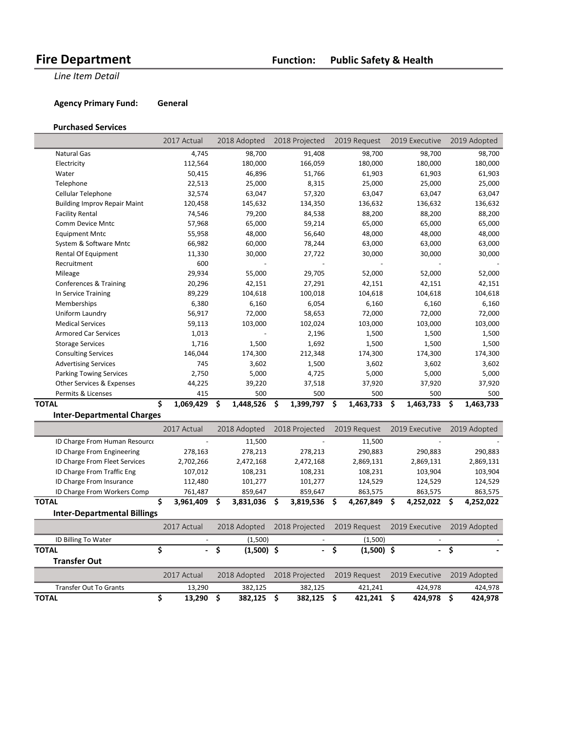# Fire Department

**Function: Public Safety & Health**

*Line Item Detail*

**Agency Primary Fund: General**

### Purchased Services

| | 2017 Actual | 2018 Adopted | 2018 Projected | 2019 Request | 2019 Executive | 2019 Adopted |
|---|---|---|---|---|---|---|
| Natural Gas | 4,745 | 98,700 | 91,408 | 98,700 | 98,700 | 98,700 |
| Electricity | 112,564 | 180,000 | 166,059 | 180,000 | 180,000 | 180,000 |
| Water | 50,415 | 46,896 | 51,766 | 61,903 | 61,903 | 61,903 |
| Telephone | 22,513 | 25,000 | 8,315 | 25,000 | 25,000 | 25,000 |
| Cellular Telephone | 32,574 | 63,047 | 57,320 | 63,047 | 63,047 | 63,047 |
| Building Improv Repair Maint | 120,458 | 145,632 | 134,350 | 136,632 | 136,632 | 136,632 |
| Facility Rental | 74,546 | 79,200 | 84,538 | 88,200 | 88,200 | 88,200 |
| Comm Device Mntc | 57,968 | 65,000 | 59,214 | 65,000 | 65,000 | 65,000 |
| Equipment Mntc | 55,958 | 48,000 | 56,640 | 48,000 | 48,000 | 48,000 |
| System & Software Mntc | 66,982 | 60,000 | 78,244 | 63,000 | 63,000 | 63,000 |
| Rental Of Equipment | 11,330 | 30,000 | 27,722 | 30,000 | 30,000 | 30,000 |
| Recruitment | 600 | - | - | - | - | - |
| Mileage | 29,934 | 55,000 | 29,705 | 52,000 | 52,000 | 52,000 |
| Conferences & Training | 20,296 | 42,151 | 27,291 | 42,151 | 42,151 | 42,151 |
| In Service Training | 89,229 | 104,618 | 100,018 | 104,618 | 104,618 | 104,618 |
| Memberships | 6,380 | 6,160 | 6,054 | 6,160 | 6,160 | 6,160 |
| Uniform Laundry | 56,917 | 72,000 | 58,653 | 72,000 | 72,000 | 72,000 |
| Medical Services | 59,113 | 103,000 | 102,024 | 103,000 | 103,000 | 103,000 |
| Armored Car Services | 1,013 | - | 2,196 | 1,500 | 1,500 | 1,500 |
| Storage Services | 1,716 | 1,500 | 1,692 | 1,500 | 1,500 | 1,500 |
| Consulting Services | 146,044 | 174,300 | 212,348 | 174,300 | 174,300 | 174,300 |
| Advertising Services | 745 | 3,602 | 1,500 | 3,602 | 3,602 | 3,602 |
| Parking Towing Services | 2,750 | 5,000 | 4,725 | 5,000 | 5,000 | 5,000 |
| Other Services & Expenses | 44,225 | 39,220 | 37,518 | 37,920 | 37,920 | 37,920 |
| Permits & Licenses | 415 | 500 | 500 | 500 | 500 | 500 |
| **TOTAL** | **$ 1,069,429** | **$ 1,448,526** | **$ 1,399,797** | **$ 1,463,733** | **$ 1,463,733** | **$ 1,463,733** |

### Inter-Departmental Charges

| | 2017 Actual | 2018 Adopted | 2018 Projected | 2019 Request | 2019 Executive | 2019 Adopted |
|---|---|---|---|---|---|---|
| ID Charge From Human Resource | - | 11,500 | - | 11,500 | - | - |
| ID Charge From Engineering | 278,163 | 278,213 | 278,213 | 290,883 | 290,883 | 290,883 |
| ID Charge From Fleet Services | 2,702,266 | 2,472,168 | 2,472,168 | 2,869,131 | 2,869,131 | 2,869,131 |
| ID Charge From Traffic Eng | 107,012 | 108,231 | 108,231 | 108,231 | 103,904 | 103,904 |
| ID Charge From Insurance | 112,480 | 101,277 | 101,277 | 124,529 | 124,529 | 124,529 |
| ID Charge From Workers Comp | 761,487 | 859,647 | 859,647 | 863,575 | 863,575 | 863,575 |
| **TOTAL** | **$ 3,961,409** | **$ 3,831,036** | **$ 3,819,536** | **$ 4,267,849** | **$ 4,252,022** | **$ 4,252,022** |

### Inter-Departmental Billings

| | 2017 Actual | 2018 Adopted | 2018 Projected | 2019 Request | 2019 Executive | 2019 Adopted |
|---|---|---|---|---|---|---|
| ID Billing To Water | - | (1,500) | - | (1,500) | - | - |
| **TOTAL** | **$ -** | **$ (1,500)** | **$ -** | **$ (1,500)** | **$ -** | **$ -** |

### Transfer Out

| | 2017 Actual | 2018 Adopted | 2018 Projected | 2019 Request | 2019 Executive | 2019 Adopted |
|---|---|---|---|---|---|---|
| Transfer Out To Grants | 13,290 | 382,125 | 382,125 | 421,241 | 424,978 | 424,978 |
| **TOTAL** | **$ 13,290** | **$ 382,125** | **$ 382,125** | **$ 421,241** | **$ 424,978** | **$ 424,978** |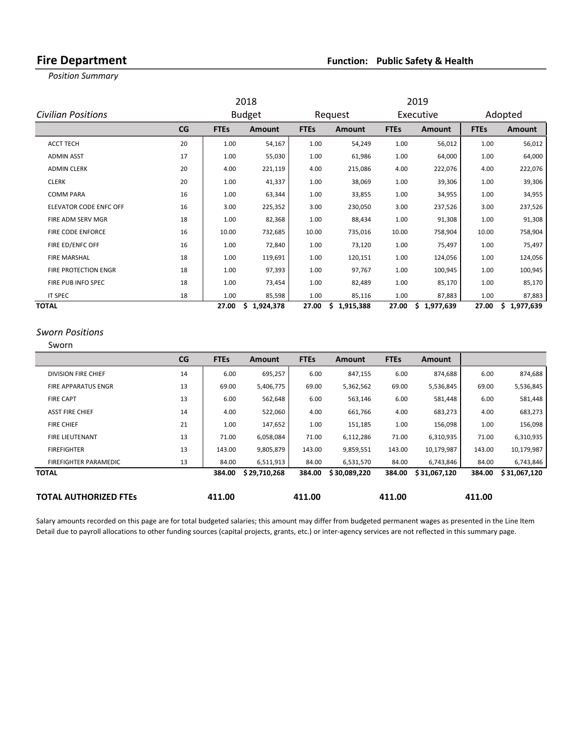## Fire Department

**Function: Public Safety & Health**

*Position Summary*

| *Civilian Positions* | | 2018 | | 2019 | | | | | |
|---|---|---|---|---|---|---|---|---|---|
| | | Budget | | Request | | Executive | | Adopted | |
| | **CG** | **FTEs** | **Amount** | **FTEs** | **Amount** | **FTEs** | **Amount** | **FTEs** | **Amount** |
| ACCT TECH | 20 | 1.00 | 54,167 | 1.00 | 54,249 | 1.00 | 56,012 | 1.00 | 56,012 |
| ADMIN ASST | 17 | 1.00 | 55,030 | 1.00 | 61,986 | 1.00 | 64,000 | 1.00 | 64,000 |
| ADMIN CLERK | 20 | 4.00 | 221,119 | 4.00 | 215,086 | 4.00 | 222,076 | 4.00 | 222,076 |
| CLERK | 20 | 1.00 | 41,337 | 1.00 | 38,069 | 1.00 | 39,306 | 1.00 | 39,306 |
| COMM PARA | 16 | 1.00 | 63,344 | 1.00 | 33,855 | 1.00 | 34,955 | 1.00 | 34,955 |
| ELEVATOR CODE ENFC OFF | 16 | 3.00 | 225,352 | 3.00 | 230,050 | 3.00 | 237,526 | 3.00 | 237,526 |
| FIRE ADM SERV MGR | 18 | 1.00 | 82,368 | 1.00 | 88,434 | 1.00 | 91,308 | 1.00 | 91,308 |
| FIRE CODE ENFORCE | 16 | 10.00 | 732,685 | 10.00 | 735,016 | 10.00 | 758,904 | 10.00 | 758,904 |
| FIRE ED/ENFC OFF | 16 | 1.00 | 72,840 | 1.00 | 73,120 | 1.00 | 75,497 | 1.00 | 75,497 |
| FIRE MARSHAL | 18 | 1.00 | 119,691 | 1.00 | 120,151 | 1.00 | 124,056 | 1.00 | 124,056 |
| FIRE PROTECTION ENGR | 18 | 1.00 | 97,393 | 1.00 | 97,767 | 1.00 | 100,945 | 1.00 | 100,945 |
| FIRE PUB INFO SPEC | 18 | 1.00 | 73,454 | 1.00 | 82,489 | 1.00 | 85,170 | 1.00 | 85,170 |
| IT SPEC | 18 | 1.00 | 85,598 | 1.00 | 85,116 | 1.00 | 87,883 | 1.00 | 87,883 |
| **TOTAL** | | **27.00** | **$ 1,924,378** | **27.00** | **$ 1,915,388** | **27.00** | **$ 1,977,639** | **27.00** | **$ 1,977,639** |

*Sworn Positions*

Sworn

| | **CG** | **FTEs** | **Amount** | **FTEs** | **Amount** | **FTEs** | **Amount** | | |
|---|---|---|---|---|---|---|---|---|---|
| DIVISION FIRE CHIEF | 14 | 6.00 | 695,257 | 6.00 | 847,155 | 6.00 | 874,688 | 6.00 | 874,688 |
| FIRE APPARATUS ENGR | 13 | 69.00 | 5,406,775 | 69.00 | 5,362,562 | 69.00 | 5,536,845 | 69.00 | 5,536,845 |
| FIRE CAPT | 13 | 6.00 | 562,648 | 6.00 | 563,146 | 6.00 | 581,448 | 6.00 | 581,448 |
| ASST FIRE CHIEF | 14 | 4.00 | 522,060 | 4.00 | 661,766 | 4.00 | 683,273 | 4.00 | 683,273 |
| FIRE CHIEF | 21 | 1.00 | 147,652 | 1.00 | 151,185 | 1.00 | 156,098 | 1.00 | 156,098 |
| FIRE LIEUTENANT | 13 | 71.00 | 6,058,084 | 71.00 | 6,112,286 | 71.00 | 6,310,935 | 71.00 | 6,310,935 |
| FIREFIGHTER | 13 | 143.00 | 9,805,879 | 143.00 | 9,859,551 | 143.00 | 10,179,987 | 143.00 | 10,179,987 |
| FIREFIGHTER PARAMEDIC | 13 | 84.00 | 6,511,913 | 84.00 | 6,531,570 | 84.00 | 6,743,846 | 84.00 | 6,743,846 |
| **TOTAL** | | **384.00** | **$ 29,710,268** | **384.00** | **$ 30,089,220** | **384.00** | **$ 31,067,120** | **384.00** | **$ 31,067,120** |

| | | | | |
|---|---|---|---|---|
| **TOTAL AUTHORIZED FTEs** | **411.00** | **411.00** | **411.00** | **411.00** |

Salary amounts recorded on this page are for total budgeted salaries; this amount may differ from budgeted permanent wages as presented in the Line Item Detail due to payroll allocations to other funding sources (capital projects, grants, etc.) or inter-agency services are not reflected in this summary page.